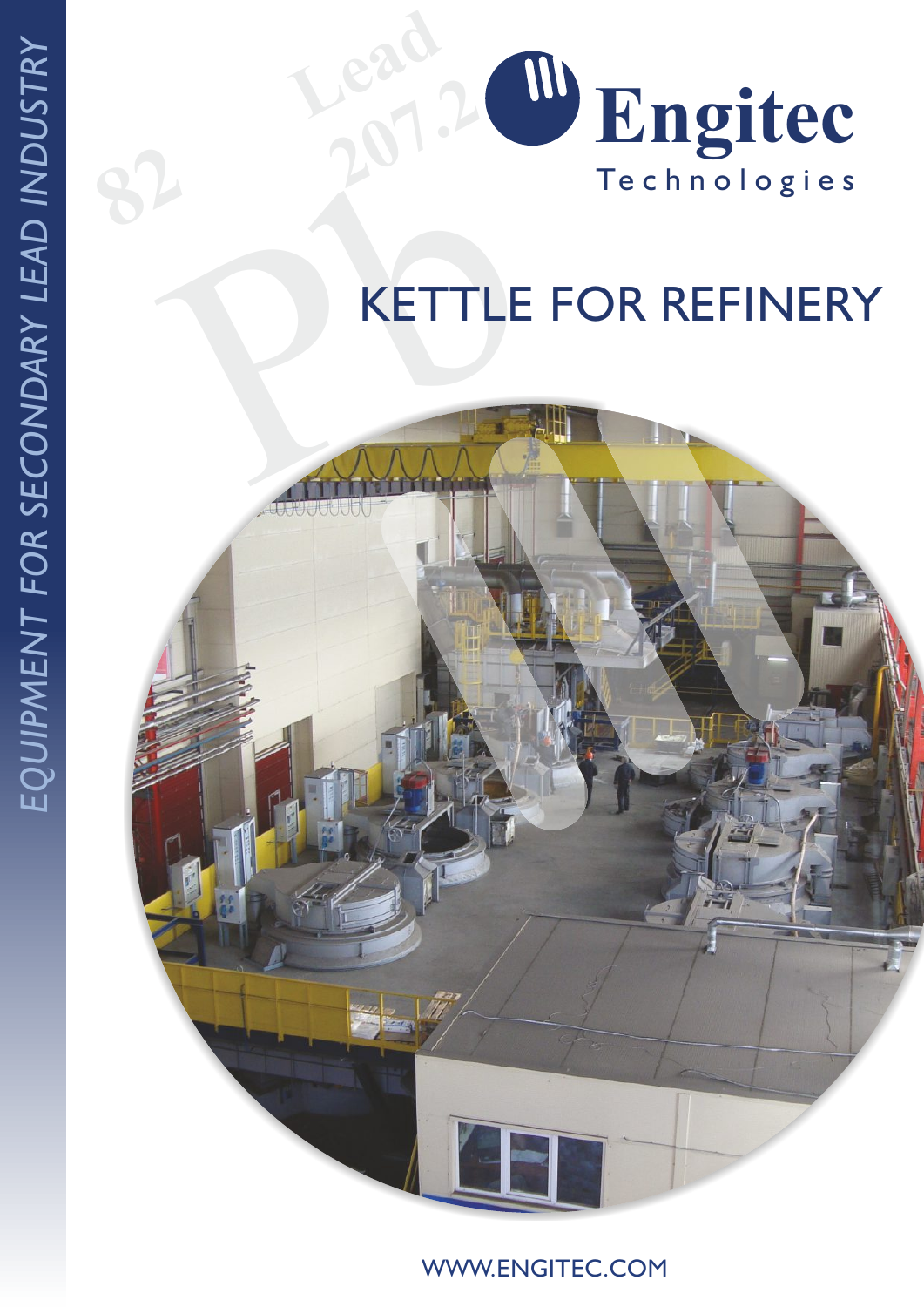EQUIPMENT FOR SECONDARY LEAD INDUSTRY

Engitec Technologies

# KETTLE FOR REFINERY

WWW.ENGITEC.COM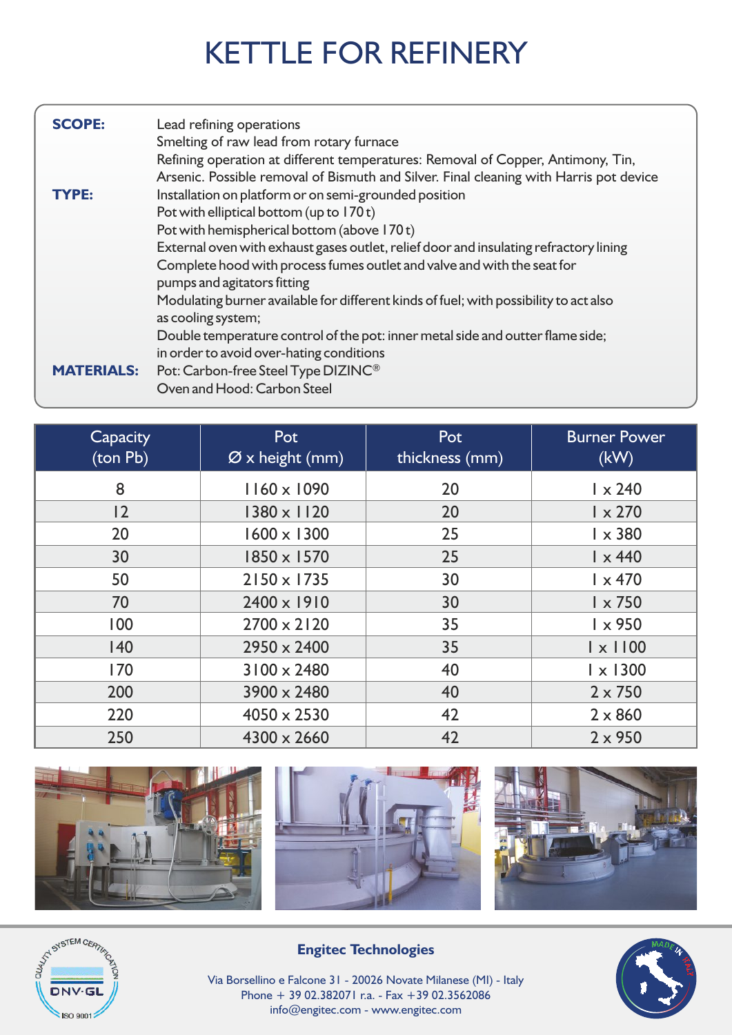# KETTLE FOR REFINERY

**SCOPE:**

Lead refining operations
Smelting of raw lead from rotary furnace
Refining operation at different temperatures: Removal of Copper, Antimony, Tin, Arsenic. Possible removal of Bismuth and Silver. Final cleaning with Harris pot device

**TYPE:**

Installation on platform or on semi-grounded position
Pot with elliptical bottom (up to 170 t)
Pot with hemispherical bottom (above 170 t)
External oven with exhaust gases outlet, relief door and insulating refractory lining
Complete hood with process fumes outlet and valve and with the seat for pumps and agitators fitting
Modulating burner available for different kinds of fuel; with possibility to act also as cooling system;
Double temperature control of the pot: inner metal side and outter flame side; in order to avoid over-hating conditions

**MATERIALS:**

Pot: Carbon-free Steel Type DIZINC®
Oven and Hood: Carbon Steel

| Capacity (ton Pb) | Pot Ø x height (mm) | Pot thickness (mm) | Burner Power (kW) |
|---|---|---|---|
| 8 | 1160 x 1090 | 20 | 1 x 240 |
| 12 | 1380 x 1120 | 20 | 1 x 270 |
| 20 | 1600 x 1300 | 25 | 1 x 380 |
| 30 | 1850 x 1570 | 25 | 1 x 440 |
| 50 | 2150 x 1735 | 30 | 1 x 470 |
| 70 | 2400 x 1910 | 30 | 1 x 750 |
| 100 | 2700 x 2120 | 35 | 1 x 950 |
| 140 | 2950 x 2400 | 35 | 1 x 1100 |
| 170 | 3100 x 2480 | 40 | 1 x 1300 |
| 200 | 3900 x 2480 | 40 | 2 x 750 |
| 220 | 4050 x 2530 | 42 | 2 x 860 |
| 250 | 4300 x 2660 | 42 | 2 x 950 |

**Engitec Technologies**

Via Borsellino e Falcone 31 - 20026 Novate Milanese (MI) - Italy
Phone + 39 02.382071 r.a. - Fax +39 02.3562086
info@engitec.com - www.engitec.com